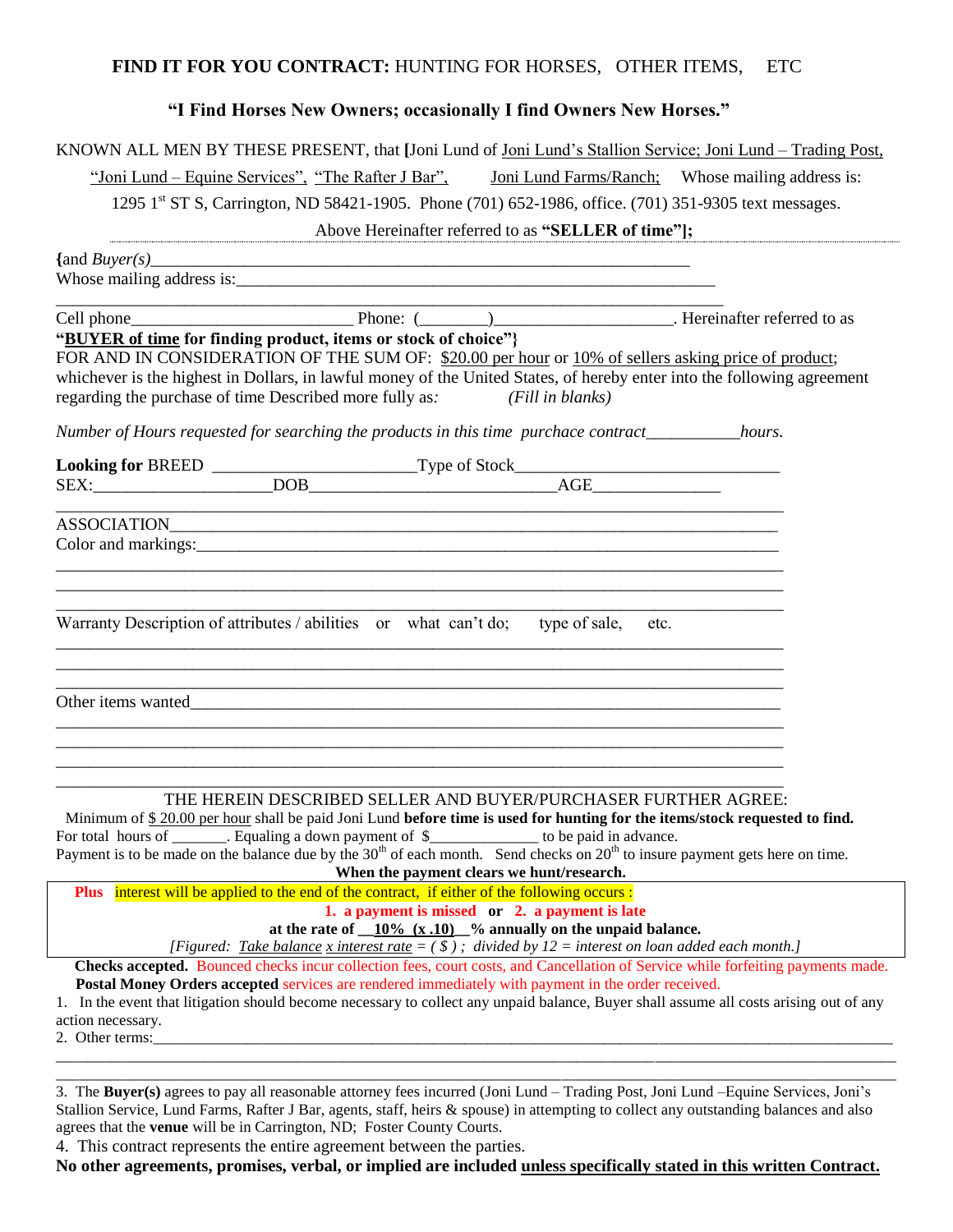## **FIND IT FOR YOU CONTRACT:** HUNTING FOR HORSES, OTHER ITEMS, ETC

### "I Find Horses New Owners; occasionally I find Owners New Horses."

KNOWN ALL MEN BY THESE PRESENT, that **[**Joni Lund of Joni Lund's Stallion Service; Joni Lund – Trading Post, "Joni Lund – Equine Services", "The Rafter J Bar", Joni Lund Farms/Ranch; Whose mailing address is: 1295 1[st] ST S, Carrington, ND 58421-1905. Phone (701) 652-1986, office. (701) 351-9305 text messages.

Above Hereinafter referred to as **"SELLER of time"];**

**{**and *Buyer(s)*_______________________________________________________________
Whose mailing address is:_________________________________________________________
______________________________________________________________________________

Cell phone_________________________ Phone: (________)____________________. Hereinafter referred to as **"BUYER of time for finding product, items or stock of choice"}**

FOR AND IN CONSIDERATION OF THE SUM OF: $20.00 per hour or 10% of sellers asking price of product; whichever is the highest in Dollars, in lawful money of the United States, of hereby enter into the following agreement regarding the purchase of time Described more fully as*:* *(Fill in blanks)*

*Number of Hours requested for searching the products in this time purchace contract__________hours.*

**Looking for** BREED _______________________Type of Stock_____________________________
SEX:___________________DOB___________________________AGE______________
______________________________________________________________________________
ASSOCIATION___________________________________________________________________
Color and markings:_______________________________________________________________
______________________________________________________________________________
______________________________________________________________________________
______________________________________________________________________________

Warranty Description of attributes / abilities or what can't do; type of sale, etc.
______________________________________________________________________________
______________________________________________________________________________
______________________________________________________________________________

Other items wanted________________________________________________________________
______________________________________________________________________________
______________________________________________________________________________
______________________________________________________________________________
______________________________________________________________________________

THE HEREIN DESCRIBED SELLER AND BUYER/PURCHASER FURTHER AGREE:

Minimum of $ 20.00 per hour shall be paid Joni Lund **before time is used for hunting for the items/stock requested to find.**
For total hours of _______. Equaling a down payment of $_____________ to be paid in advance.
Payment is to be made on the balance due by the 30[th] of each month. Send checks on 20[th] to insure payment gets here on time.

**When the payment clears we hunt/research.**

**Plus** interest will be applied to the end of the contract, if either of the following occurs :

**1. a payment is missed or 2. a payment is late**

**at the rate of __10% (x .10)__% annually on the unpaid balance.**

*[Figured: Take balance x interest rate = ( $ ) ; divided by 12 = interest on loan added each month.]*

**Checks accepted.** Bounced checks incur collection fees, court costs, and Cancellation of Service while forfeiting payments made.
**Postal Money Orders accepted** services are rendered immediately with payment in the order received.

1. In the event that litigation should become necessary to collect any unpaid balance, Buyer shall assume all costs arising out of any action necessary.
2. Other terms:_______________________________________________________________________
______________________________________________________________________________
______________________________________________________________________________
3. The **Buyer(s)** agrees to pay all reasonable attorney fees incurred (Joni Lund – Trading Post, Joni Lund –Equine Services, Joni's Stallion Service, Lund Farms, Rafter J Bar, agents, staff, heirs & spouse) in attempting to collect any outstanding balances and also agrees that the **venue** will be in Carrington, ND; Foster County Courts.
4. This contract represents the entire agreement between the parties.

**No other agreements, promises, verbal, or implied are included unless specifically stated in this written Contract.**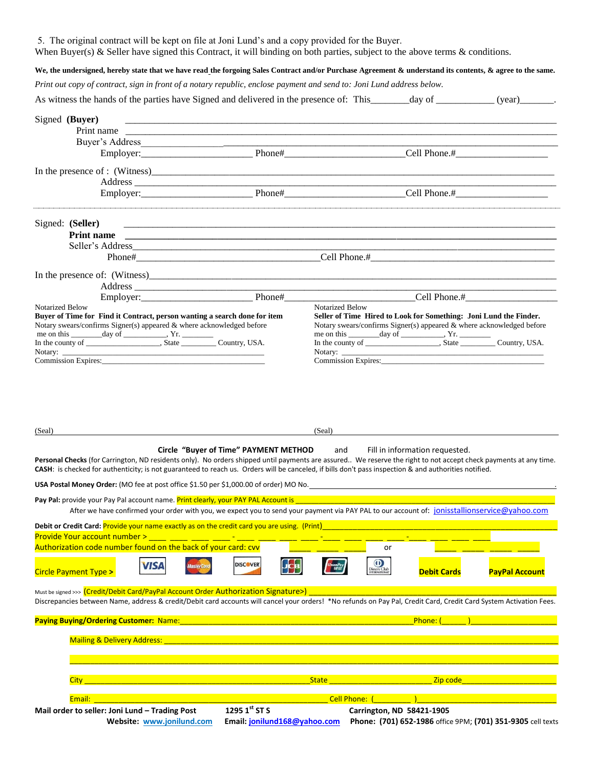5. The original contract will be kept on file at Joni Lund's and a copy provided for the Buyer.
When Buyer(s) & Seller have signed this Contract, it will binding on both parties, subject to the above terms & conditions.

**We, the undersigned, hereby state that we have read the forgoing Sales Contract and/or Purchase Agreement & understand its contents, & agree to the same.**

*Print out copy of contract, sign in front of a notary republic, enclose payment and send to: Joni Lund address below.*

As witness the hands of the parties have Signed and delivered in the presence of: This_______day of ___________ (year)_______.

Signed **(Buyer)** ________________________________________________

Print name ________________________________________________

Buyer's Address ________________________________________________

Employer:_____________________ Phone#______________________Cell Phone.#_________________

In the presence of : (Witness)________________________________________________

Address ________________________________________________

Employer:_____________________ Phone#______________________Cell Phone.#_________________

---

Signed: **(Seller)** ________________________________________________

**Print name** ________________________________________________

Seller's Address________________________________________________

Phone#___________________________________Cell Phone.#___________________________________

In the presence of: (Witness)________________________________________________

Address ________________________________________________

Employer:_____________________ Phone#________________________Cell Phone.#_________________

Notarized Below
**Buyer of Time for Find it Contract, person wanting a search done for item**
Notary swears/confirms Signer(s) appeared & where acknowledged before me on this ________day of __________, Yr. ________
In the county of __________________, State ________ Country, USA.
Notary: ________________________________________
Commission Expires:________________________________________

Notarized Below
**Seller of Time Hired to Look for Something: Joni Lund the Finder.**
Notary swears/confirms Signer(s) appeared & where acknowledged before me on this ________day of __________, Yr. ________
In the county of __________________, State ________ Country, USA.
Notary: ________________________________________
Commission Expires:________________________________________

(Seal) (Seal)

**Circle "Buyer of Time" PAYMENT METHOD** and Fill in information requested.

**Personal Checks** (for Carrington, ND residents only). No orders shipped until payments are assured.. We reserve the right to not accept check payments at any time.
**CASH**: is checked for authenticity; is not guaranteed to reach us. Orders will be canceled, if bills don't pass inspection & authorities notified.

**USA Postal Money Order:** (MO fee at post office $1.50 per $1,000.00 of order) MO No.________________________________________

**Pay Pal:** provide your Pay Pal account name. Print clearly, your PAY PAL Account is ________________________________________
After we have confirmed your order with you, we expect you to send your payment via PAY PAL to our account of: jonisstallionservice@yahoo.com

**Debit or Credit Card:** Provide your name exactly as on the credit card you are using. (Print)________________________________________

Provide Your account number > ____ ____ ____ ____ - ____ ____ ____ ____ - ____ ____ ____ ____ - ____ ____ ____ ____

Authorization code number found on the back of your card: cvv _____ _____ _____ or _____ _____ _____ _____

Circle Payment Type > VISA MasterCard DISCOVER JCB UnionPay Diners Club International **Debit Cards** **PayPal Account**

Must be signed >>> (Credit/Debit Card/PayPal Account Order Authorization Signature>) ________________________________________

Discrepancies between Name, address & credit/Debit card accounts will cancel your orders! *No refunds on Pay Pal, Credit Card, Credit Card System Activation Fees.

**Paying Buying/Ordering Customer:** Name:________________________________________Phone: (______ )__________________

Mailing & Delivery Address: ________________________________________

________________________________________

City ________________________________________State ____________________ Zip code____________________

Email: ________________________________________ Cell Phone: (________ )__________________________

**Mail order to seller: Joni Lund – Trading Post** **1295 1st ST S** **Carrington, ND 58421-1905**
**Website: www.jonilund.com** **Email: jonilund168@yahoo.com** **Phone: (701) 652-1986** office 9PM; **(701) 351-9305** cell texts